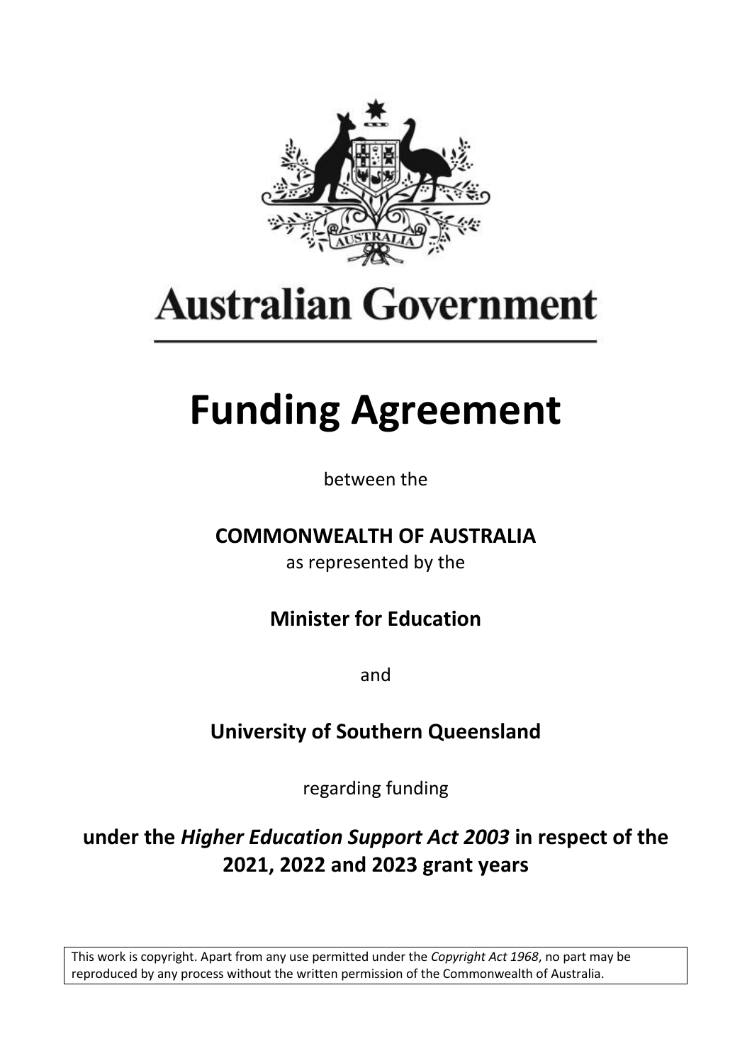Australian Government

# Funding Agreement

between the

**COMMONWEALTH OF AUSTRALIA**

as represented by the

**Minister for Education**

and

**University of Southern Queensland**

regarding funding

**under the *Higher Education Support Act 2003* in respect of the 2021, 2022 and 2023 grant years**

This work is copyright. Apart from any use permitted under the *Copyright Act 1968*, no part may be reproduced by any process without the written permission of the Commonwealth of Australia.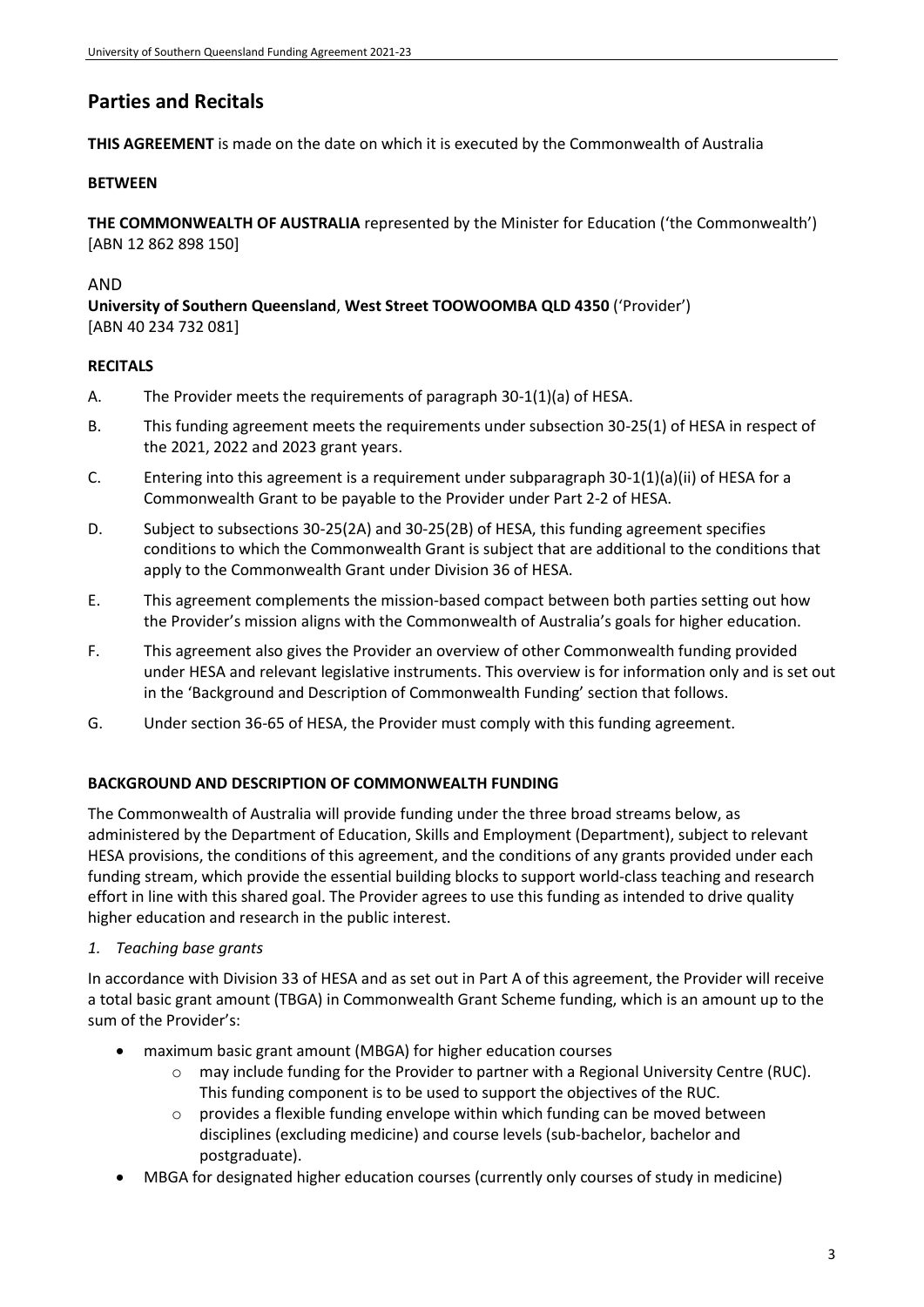## Parties and Recitals

**THIS AGREEMENT** is made on the date on which it is executed by the Commonwealth of Australia

**BETWEEN**

**THE COMMONWEALTH OF AUSTRALIA** represented by the Minister for Education ('the Commonwealth') [ABN 12 862 898 150]

AND

**University of Southern Queensland**, **West Street TOOWOOMBA QLD 4350** ('Provider') [ABN 40 234 732 081]

**RECITALS**

A. The Provider meets the requirements of paragraph 30-1(1)(a) of HESA.

B. This funding agreement meets the requirements under subsection 30-25(1) of HESA in respect of the 2021, 2022 and 2023 grant years.

C. Entering into this agreement is a requirement under subparagraph 30-1(1)(a)(ii) of HESA for a Commonwealth Grant to be payable to the Provider under Part 2-2 of HESA.

D. Subject to subsections 30-25(2A) and 30-25(2B) of HESA, this funding agreement specifies conditions to which the Commonwealth Grant is subject that are additional to the conditions that apply to the Commonwealth Grant under Division 36 of HESA.

E. This agreement complements the mission-based compact between both parties setting out how the Provider's mission aligns with the Commonwealth of Australia's goals for higher education.

F. This agreement also gives the Provider an overview of other Commonwealth funding provided under HESA and relevant legislative instruments. This overview is for information only and is set out in the 'Background and Description of Commonwealth Funding' section that follows.

G. Under section 36-65 of HESA, the Provider must comply with this funding agreement.

**BACKGROUND AND DESCRIPTION OF COMMONWEALTH FUNDING**

The Commonwealth of Australia will provide funding under the three broad streams below, as administered by the Department of Education, Skills and Employment (Department), subject to relevant HESA provisions, the conditions of this agreement, and the conditions of any grants provided under each funding stream, which provide the essential building blocks to support world-class teaching and research effort in line with this shared goal. The Provider agrees to use this funding as intended to drive quality higher education and research in the public interest.

*1. Teaching base grants*

In accordance with Division 33 of HESA and as set out in Part A of this agreement, the Provider will receive a total basic grant amount (TBGA) in Commonwealth Grant Scheme funding, which is an amount up to the sum of the Provider's:

- maximum basic grant amount (MBGA) for higher education courses
  - may include funding for the Provider to partner with a Regional University Centre (RUC). This funding component is to be used to support the objectives of the RUC.
  - provides a flexible funding envelope within which funding can be moved between disciplines (excluding medicine) and course levels (sub-bachelor, bachelor and postgraduate).
- MBGA for designated higher education courses (currently only courses of study in medicine)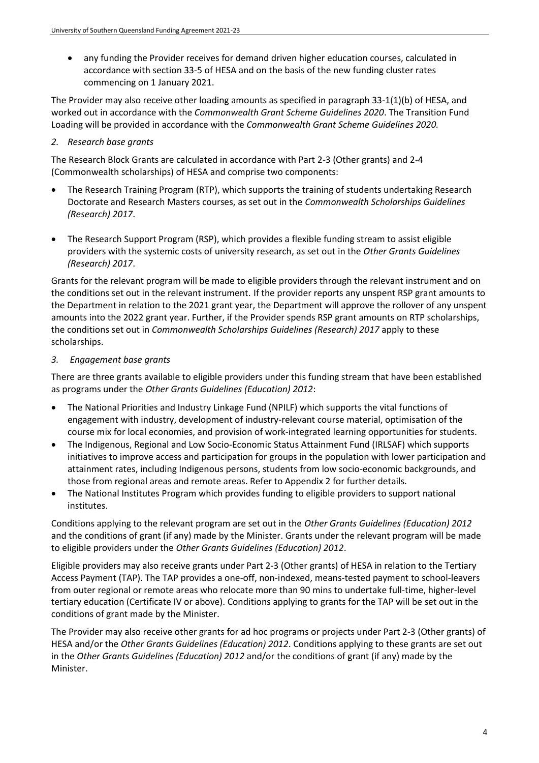- any funding the Provider receives for demand driven higher education courses, calculated in accordance with section 33-5 of HESA and on the basis of the new funding cluster rates commencing on 1 January 2021.

The Provider may also receive other loading amounts as specified in paragraph 33-1(1)(b) of HESA, and worked out in accordance with the *Commonwealth Grant Scheme Guidelines 2020*. The Transition Fund Loading will be provided in accordance with the *Commonwealth Grant Scheme Guidelines 2020.*

*2. Research base grants*

The Research Block Grants are calculated in accordance with Part 2-3 (Other grants) and 2-4 (Commonwealth scholarships) of HESA and comprise two components:

- The Research Training Program (RTP), which supports the training of students undertaking Research Doctorate and Research Masters courses, as set out in the *Commonwealth Scholarships Guidelines (Research) 2017*.

- The Research Support Program (RSP), which provides a flexible funding stream to assist eligible providers with the systemic costs of university research, as set out in the *Other Grants Guidelines (Research) 2017*.

Grants for the relevant program will be made to eligible providers through the relevant instrument and on the conditions set out in the relevant instrument. If the provider reports any unspent RSP grant amounts to the Department in relation to the 2021 grant year, the Department will approve the rollover of any unspent amounts into the 2022 grant year. Further, if the Provider spends RSP grant amounts on RTP scholarships, the conditions set out in *Commonwealth Scholarships Guidelines (Research) 2017* apply to these scholarships.

*3. Engagement base grants*

There are three grants available to eligible providers under this funding stream that have been established as programs under the *Other Grants Guidelines (Education) 2012*:

- The National Priorities and Industry Linkage Fund (NPILF) which supports the vital functions of engagement with industry, development of industry-relevant course material, optimisation of the course mix for local economies, and provision of work-integrated learning opportunities for students.
- The Indigenous, Regional and Low Socio-Economic Status Attainment Fund (IRLSAF) which supports initiatives to improve access and participation for groups in the population with lower participation and attainment rates, including Indigenous persons, students from low socio-economic backgrounds, and those from regional areas and remote areas. Refer to Appendix 2 for further details.
- The National Institutes Program which provides funding to eligible providers to support national institutes.

Conditions applying to the relevant program are set out in the *Other Grants Guidelines (Education) 2012* and the conditions of grant (if any) made by the Minister. Grants under the relevant program will be made to eligible providers under the *Other Grants Guidelines (Education) 2012*.

Eligible providers may also receive grants under Part 2-3 (Other grants) of HESA in relation to the Tertiary Access Payment (TAP). The TAP provides a one-off, non-indexed, means-tested payment to school-leavers from outer regional or remote areas who relocate more than 90 mins to undertake full-time, higher-level tertiary education (Certificate IV or above). Conditions applying to grants for the TAP will be set out in the conditions of grant made by the Minister.

The Provider may also receive other grants for ad hoc programs or projects under Part 2-3 (Other grants) of HESA and/or the *Other Grants Guidelines (Education) 2012*. Conditions applying to these grants are set out in the *Other Grants Guidelines (Education) 2012* and/or the conditions of grant (if any) made by the Minister.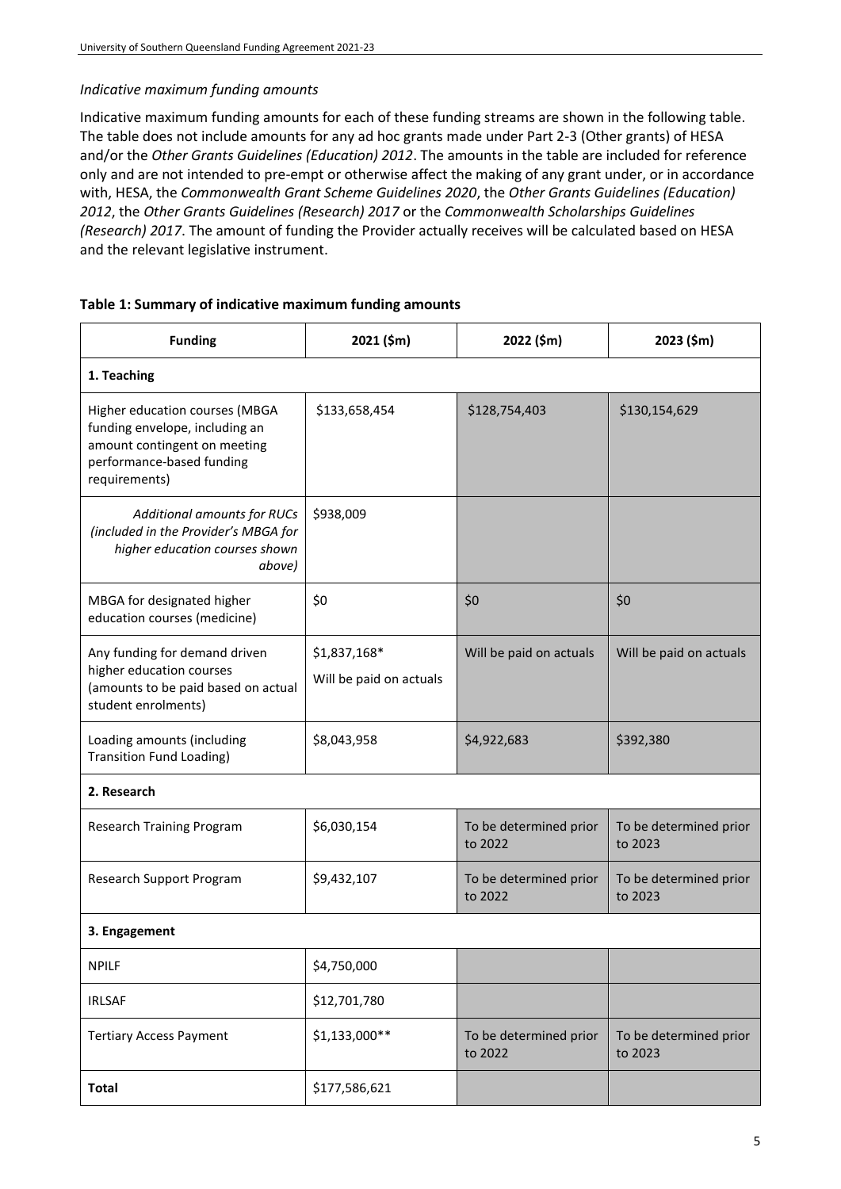*Indicative maximum funding amounts*

Indicative maximum funding amounts for each of these funding streams are shown in the following table. The table does not include amounts for any ad hoc grants made under Part 2-3 (Other grants) of HESA and/or the *Other Grants Guidelines (Education) 2012*. The amounts in the table are included for reference only and are not intended to pre-empt or otherwise affect the making of any grant under, or in accordance with, HESA, the *Commonwealth Grant Scheme Guidelines 2020*, the *Other Grants Guidelines (Education) 2012*, the *Other Grants Guidelines (Research) 2017* or the *Commonwealth Scholarships Guidelines (Research) 2017*. The amount of funding the Provider actually receives will be calculated based on HESA and the relevant legislative instrument.

**Table 1: Summary of indicative maximum funding amounts**

| Funding | 2021 ($m) | 2022 ($m) | 2023 ($m) |
|---|---|---|---|
| **1. Teaching** | | | |
| Higher education courses (MBGA funding envelope, including an amount contingent on meeting performance-based funding requirements) | $133,658,454 | $128,754,403 | $130,154,629 |
| *Additional amounts for RUCs (included in the Provider's MBGA for higher education courses shown above)* | $938,009 | | |
| MBGA for designated higher education courses (medicine) | $0 | $0 | $0 |
| Any funding for demand driven higher education courses (amounts to be paid based on actual student enrolments) | $1,837,168* Will be paid on actuals | Will be paid on actuals | Will be paid on actuals |
| Loading amounts (including Transition Fund Loading) | $8,043,958 | $4,922,683 | $392,380 |
| **2. Research** | | | |
| Research Training Program | $6,030,154 | To be determined prior to 2022 | To be determined prior to 2023 |
| Research Support Program | $9,432,107 | To be determined prior to 2022 | To be determined prior to 2023 |
| **3. Engagement** | | | |
| NPILF | $4,750,000 | | |
| IRLSAF | $12,701,780 | | |
| Tertiary Access Payment | $1,133,000** | To be determined prior to 2022 | To be determined prior to 2023 |
| **Total** | $177,586,621 | | |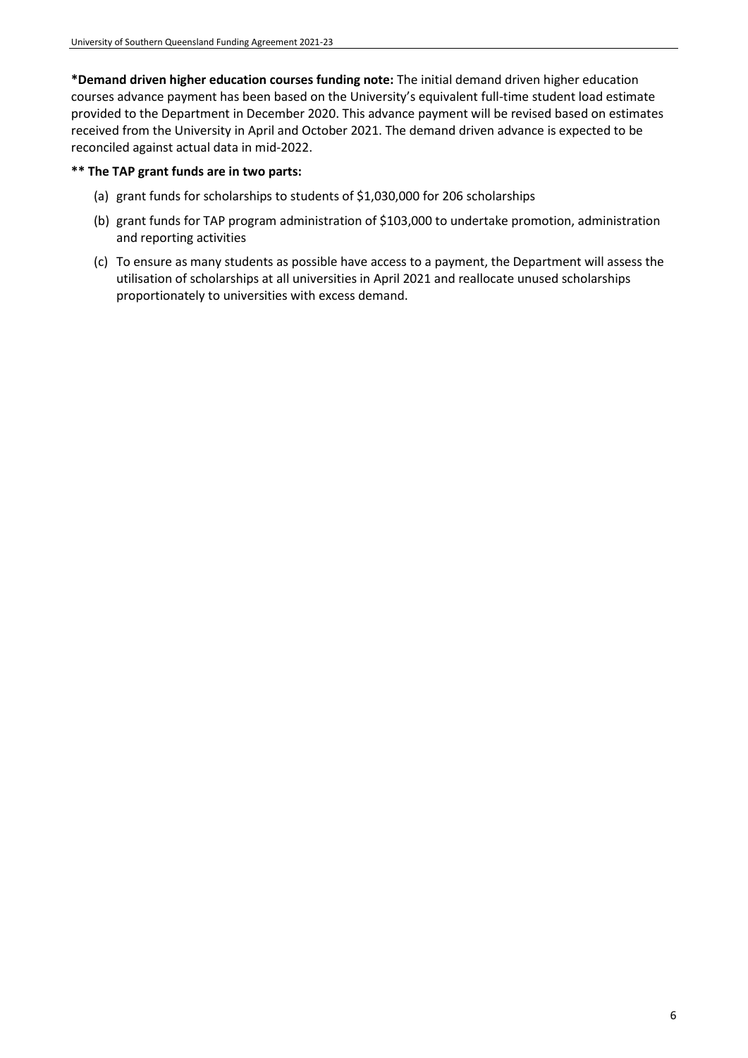**\*Demand driven higher education courses funding note:** The initial demand driven higher education courses advance payment has been based on the University's equivalent full-time student load estimate provided to the Department in December 2020. This advance payment will be revised based on estimates received from the University in April and October 2021. The demand driven advance is expected to be reconciled against actual data in mid-2022.

**\*\* The TAP grant funds are in two parts:**

(a) grant funds for scholarships to students of $1,030,000 for 206 scholarships

(b) grant funds for TAP program administration of $103,000 to undertake promotion, administration and reporting activities

(c) To ensure as many students as possible have access to a payment, the Department will assess the utilisation of scholarships at all universities in April 2021 and reallocate unused scholarships proportionately to universities with excess demand.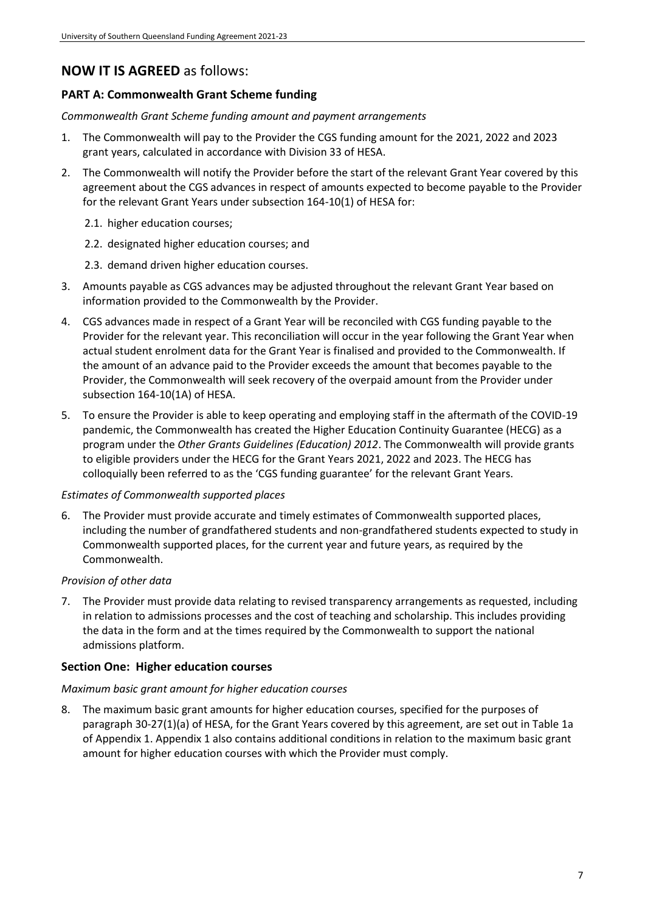## NOW IT IS AGREED as follows:

### PART A: Commonwealth Grant Scheme funding

*Commonwealth Grant Scheme funding amount and payment arrangements*

1. The Commonwealth will pay to the Provider the CGS funding amount for the 2021, 2022 and 2023 grant years, calculated in accordance with Division 33 of HESA.
2. The Commonwealth will notify the Provider before the start of the relevant Grant Year covered by this agreement about the CGS advances in respect of amounts expected to become payable to the Provider for the relevant Grant Years under subsection 164-10(1) of HESA for:
   2.1. higher education courses;
   2.2. designated higher education courses; and
   2.3. demand driven higher education courses.
3. Amounts payable as CGS advances may be adjusted throughout the relevant Grant Year based on information provided to the Commonwealth by the Provider.
4. CGS advances made in respect of a Grant Year will be reconciled with CGS funding payable to the Provider for the relevant year. This reconciliation will occur in the year following the Grant Year when actual student enrolment data for the Grant Year is finalised and provided to the Commonwealth. If the amount of an advance paid to the Provider exceeds the amount that becomes payable to the Provider, the Commonwealth will seek recovery of the overpaid amount from the Provider under subsection 164-10(1A) of HESA.
5. To ensure the Provider is able to keep operating and employing staff in the aftermath of the COVID-19 pandemic, the Commonwealth has created the Higher Education Continuity Guarantee (HECG) as a program under the *Other Grants Guidelines (Education) 2012*. The Commonwealth will provide grants to eligible providers under the HECG for the Grant Years 2021, 2022 and 2023. The HECG has colloquially been referred to as the 'CGS funding guarantee' for the relevant Grant Years.

*Estimates of Commonwealth supported places*

6. The Provider must provide accurate and timely estimates of Commonwealth supported places, including the number of grandfathered students and non-grandfathered students expected to study in Commonwealth supported places, for the current year and future years, as required by the Commonwealth.

*Provision of other data*

7. The Provider must provide data relating to revised transparency arrangements as requested, including in relation to admissions processes and the cost of teaching and scholarship. This includes providing the data in the form and at the times required by the Commonwealth to support the national admissions platform.

### Section One: Higher education courses

*Maximum basic grant amount for higher education courses*

8. The maximum basic grant amounts for higher education courses, specified for the purposes of paragraph 30-27(1)(a) of HESA, for the Grant Years covered by this agreement, are set out in Table 1a of Appendix 1. Appendix 1 also contains additional conditions in relation to the maximum basic grant amount for higher education courses with which the Provider must comply.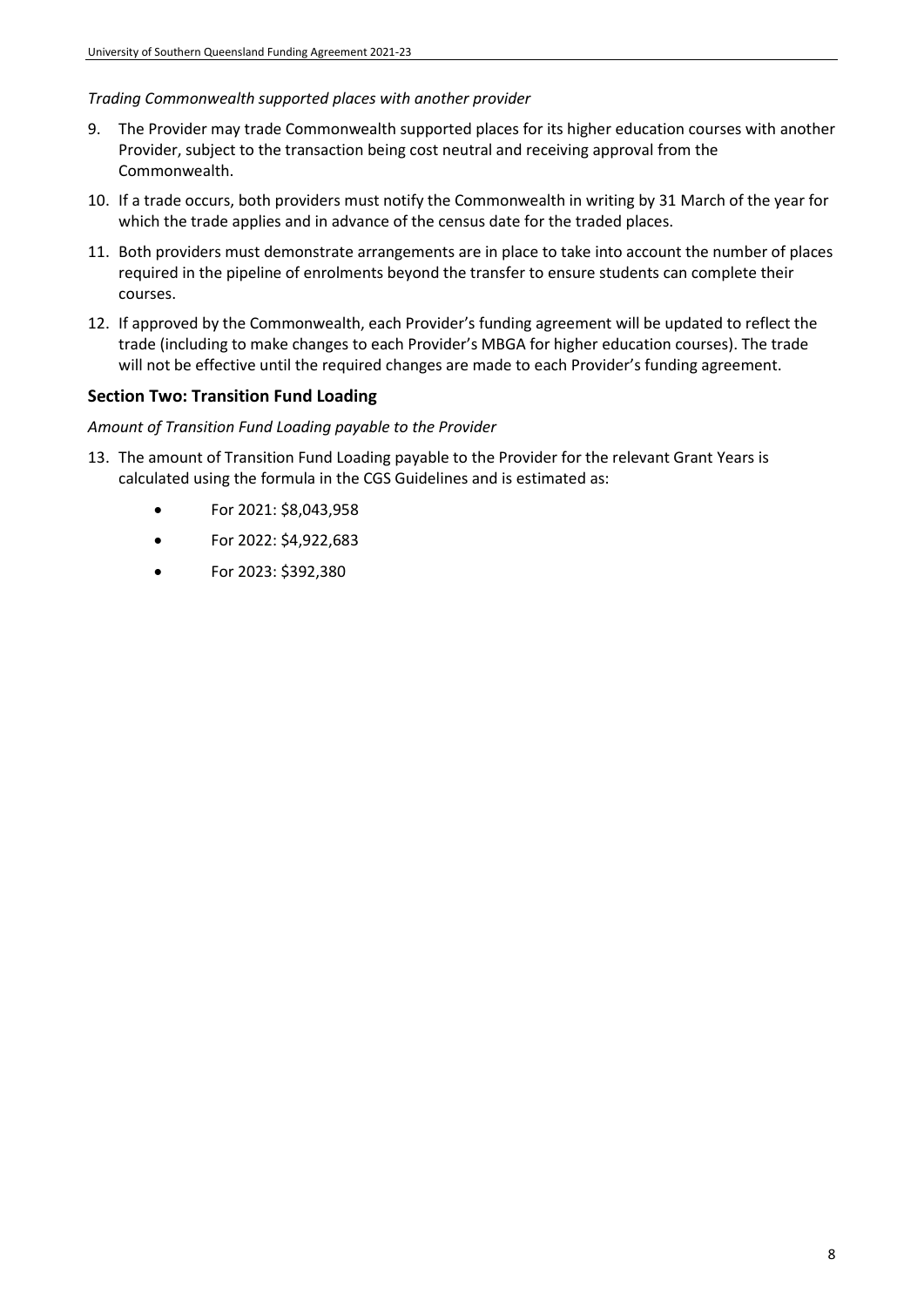*Trading Commonwealth supported places with another provider*

9. The Provider may trade Commonwealth supported places for its higher education courses with another Provider, subject to the transaction being cost neutral and receiving approval from the Commonwealth.
10. If a trade occurs, both providers must notify the Commonwealth in writing by 31 March of the year for which the trade applies and in advance of the census date for the traded places.
11. Both providers must demonstrate arrangements are in place to take into account the number of places required in the pipeline of enrolments beyond the transfer to ensure students can complete their courses.
12. If approved by the Commonwealth, each Provider's funding agreement will be updated to reflect the trade (including to make changes to each Provider's MBGA for higher education courses). The trade will not be effective until the required changes are made to each Provider's funding agreement.

## Section Two: Transition Fund Loading

*Amount of Transition Fund Loading payable to the Provider*

13. The amount of Transition Fund Loading payable to the Provider for the relevant Grant Years is calculated using the formula in the CGS Guidelines and is estimated as:
    - For 2021: $8,043,958
    - For 2022: $4,922,683
    - For 2023: $392,380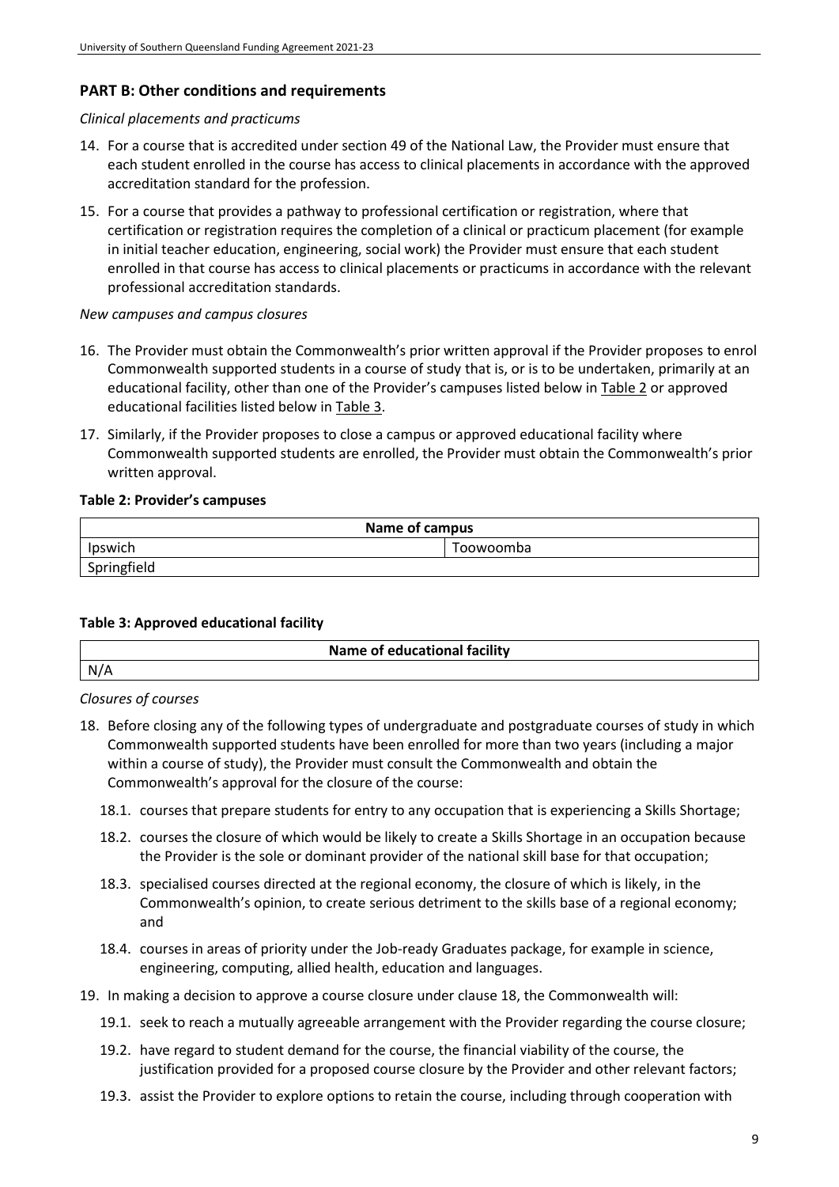## PART B: Other conditions and requirements

*Clinical placements and practicums*

14. For a course that is accredited under section 49 of the National Law, the Provider must ensure that each student enrolled in the course has access to clinical placements in accordance with the approved accreditation standard for the profession.
15. For a course that provides a pathway to professional certification or registration, where that certification or registration requires the completion of a clinical or practicum placement (for example in initial teacher education, engineering, social work) the Provider must ensure that each student enrolled in that course has access to clinical placements or practicums in accordance with the relevant professional accreditation standards.

*New campuses and campus closures*

16. The Provider must obtain the Commonwealth's prior written approval if the Provider proposes to enrol Commonwealth supported students in a course of study that is, or is to be undertaken, primarily at an educational facility, other than one of the Provider's campuses listed below in Table 2 or approved educational facilities listed below in Table 3.
17. Similarly, if the Provider proposes to close a campus or approved educational facility where Commonwealth supported students are enrolled, the Provider must obtain the Commonwealth's prior written approval.

**Table 2: Provider's campuses**

| Name of campus | |
|---|---|
| Ipswich | Toowoomba |
| Springfield | |

**Table 3: Approved educational facility**

| Name of educational facility |
|---|
| N/A |

*Closures of courses*

18. Before closing any of the following types of undergraduate and postgraduate courses of study in which Commonwealth supported students have been enrolled for more than two years (including a major within a course of study), the Provider must consult the Commonwealth and obtain the Commonwealth's approval for the closure of the course:
    18.1. courses that prepare students for entry to any occupation that is experiencing a Skills Shortage;
    18.2. courses the closure of which would be likely to create a Skills Shortage in an occupation because the Provider is the sole or dominant provider of the national skill base for that occupation;
    18.3. specialised courses directed at the regional economy, the closure of which is likely, in the Commonwealth's opinion, to create serious detriment to the skills base of a regional economy; and
    18.4. courses in areas of priority under the Job-ready Graduates package, for example in science, engineering, computing, allied health, education and languages.
19. In making a decision to approve a course closure under clause 18, the Commonwealth will:
    19.1. seek to reach a mutually agreeable arrangement with the Provider regarding the course closure;
    19.2. have regard to student demand for the course, the financial viability of the course, the justification provided for a proposed course closure by the Provider and other relevant factors;
    19.3. assist the Provider to explore options to retain the course, including through cooperation with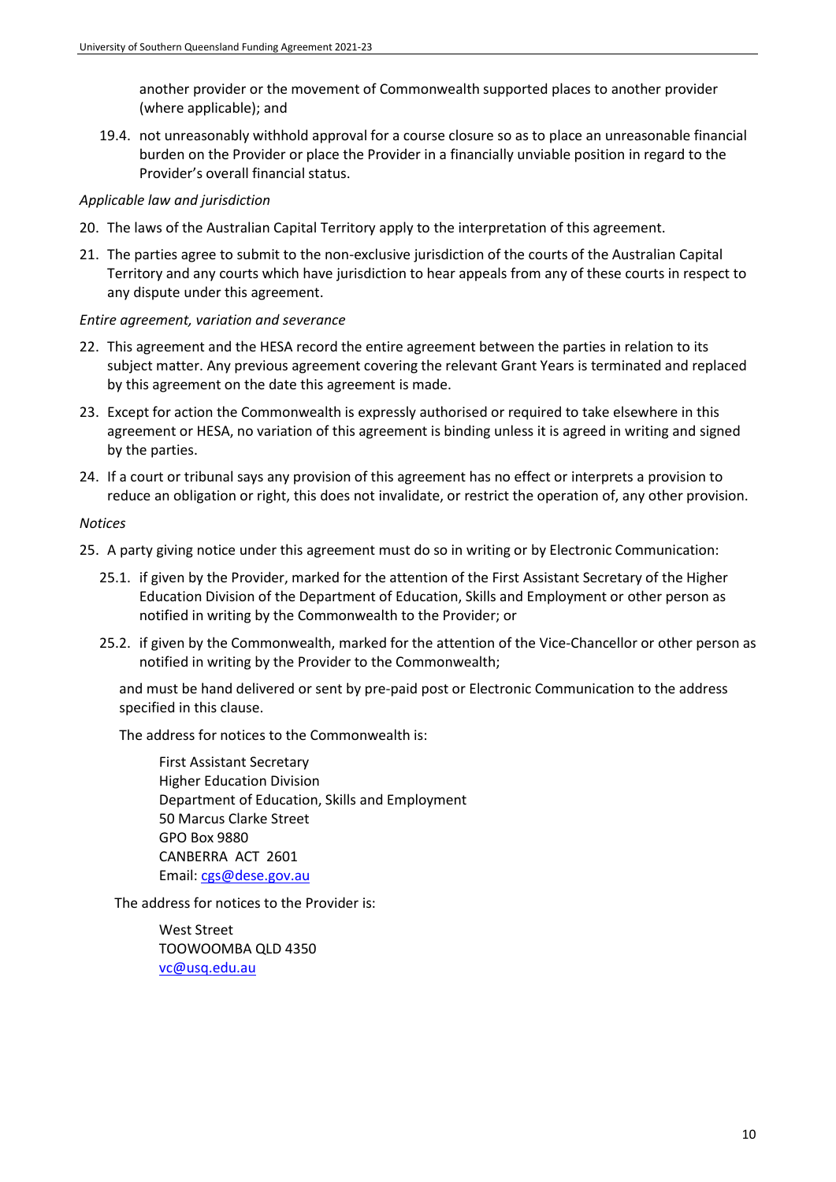another provider or the movement of Commonwealth supported places to another provider (where applicable); and

19.4. not unreasonably withhold approval for a course closure so as to place an unreasonable financial burden on the Provider or place the Provider in a financially unviable position in regard to the Provider's overall financial status.

*Applicable law and jurisdiction*

20. The laws of the Australian Capital Territory apply to the interpretation of this agreement.

21. The parties agree to submit to the non-exclusive jurisdiction of the courts of the Australian Capital Territory and any courts which have jurisdiction to hear appeals from any of these courts in respect to any dispute under this agreement.

*Entire agreement, variation and severance*

22. This agreement and the HESA record the entire agreement between the parties in relation to its subject matter. Any previous agreement covering the relevant Grant Years is terminated and replaced by this agreement on the date this agreement is made.

23. Except for action the Commonwealth is expressly authorised or required to take elsewhere in this agreement or HESA, no variation of this agreement is binding unless it is agreed in writing and signed by the parties.

24. If a court or tribunal says any provision of this agreement has no effect or interprets a provision to reduce an obligation or right, this does not invalidate, or restrict the operation of, any other provision.

*Notices*

25. A party giving notice under this agreement must do so in writing or by Electronic Communication:

    25.1. if given by the Provider, marked for the attention of the First Assistant Secretary of the Higher Education Division of the Department of Education, Skills and Employment or other person as notified in writing by the Commonwealth to the Provider; or

    25.2. if given by the Commonwealth, marked for the attention of the Vice-Chancellor or other person as notified in writing by the Provider to the Commonwealth;

    and must be hand delivered or sent by pre-paid post or Electronic Communication to the address specified in this clause.

    The address for notices to the Commonwealth is:

    First Assistant Secretary
    Higher Education Division
    Department of Education, Skills and Employment
    50 Marcus Clarke Street
    GPO Box 9880
    CANBERRA ACT 2601
    Email: cgs@dese.gov.au

    The address for notices to the Provider is:

    West Street
    TOOWOOMBA QLD 4350
    vc@usq.edu.au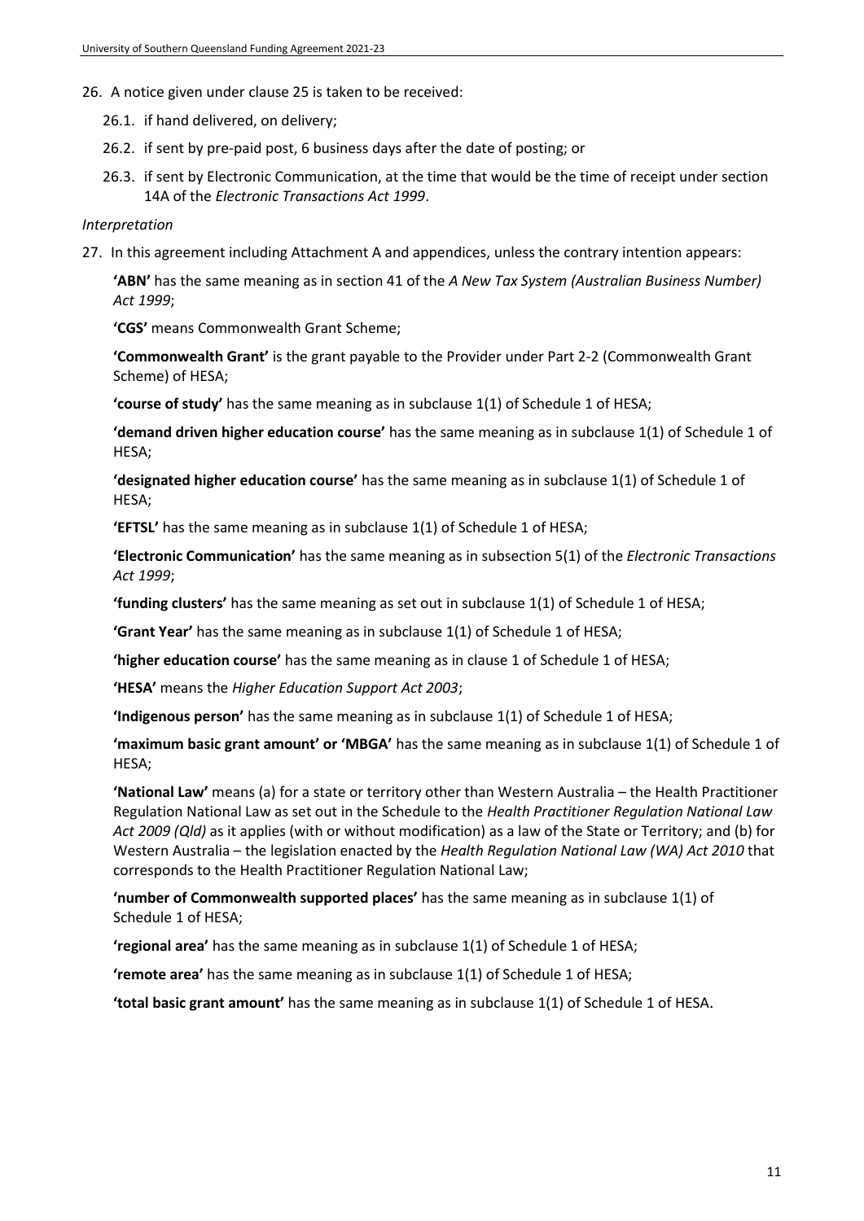26. A notice given under clause 25 is taken to be received:

    26.1. if hand delivered, on delivery;

    26.2. if sent by pre-paid post, 6 business days after the date of posting; or

    26.3. if sent by Electronic Communication, at the time that would be the time of receipt under section 14A of the *Electronic Transactions Act 1999*.

*Interpretation*

27. In this agreement including Attachment A and appendices, unless the contrary intention appears:

    **'ABN'** has the same meaning as in section 41 of the *A New Tax System (Australian Business Number) Act 1999*;

    **'CGS'** means Commonwealth Grant Scheme;

    **'Commonwealth Grant'** is the grant payable to the Provider under Part 2-2 (Commonwealth Grant Scheme) of HESA;

    **'course of study'** has the same meaning as in subclause 1(1) of Schedule 1 of HESA;

    **'demand driven higher education course'** has the same meaning as in subclause 1(1) of Schedule 1 of HESA;

    **'designated higher education course'** has the same meaning as in subclause 1(1) of Schedule 1 of HESA;

    **'EFTSL'** has the same meaning as in subclause 1(1) of Schedule 1 of HESA;

    **'Electronic Communication'** has the same meaning as in subsection 5(1) of the *Electronic Transactions Act 1999*;

    **'funding clusters'** has the same meaning as set out in subclause 1(1) of Schedule 1 of HESA;

    **'Grant Year'** has the same meaning as in subclause 1(1) of Schedule 1 of HESA;

    **'higher education course'** has the same meaning as in clause 1 of Schedule 1 of HESA;

    **'HESA'** means the *Higher Education Support Act 2003*;

    **'Indigenous person'** has the same meaning as in subclause 1(1) of Schedule 1 of HESA;

    **'maximum basic grant amount' or 'MBGA'** has the same meaning as in subclause 1(1) of Schedule 1 of HESA;

    **'National Law'** means (a) for a state or territory other than Western Australia – the Health Practitioner Regulation National Law as set out in the Schedule to the *Health Practitioner Regulation National Law Act 2009 (Qld)* as it applies (with or without modification) as a law of the State or Territory; and (b) for Western Australia – the legislation enacted by the *Health Regulation National Law (WA) Act 2010* that corresponds to the Health Practitioner Regulation National Law;

    **'number of Commonwealth supported places'** has the same meaning as in subclause 1(1) of Schedule 1 of HESA;

    **'regional area'** has the same meaning as in subclause 1(1) of Schedule 1 of HESA;

    **'remote area'** has the same meaning as in subclause 1(1) of Schedule 1 of HESA;

    **'total basic grant amount'** has the same meaning as in subclause 1(1) of Schedule 1 of HESA.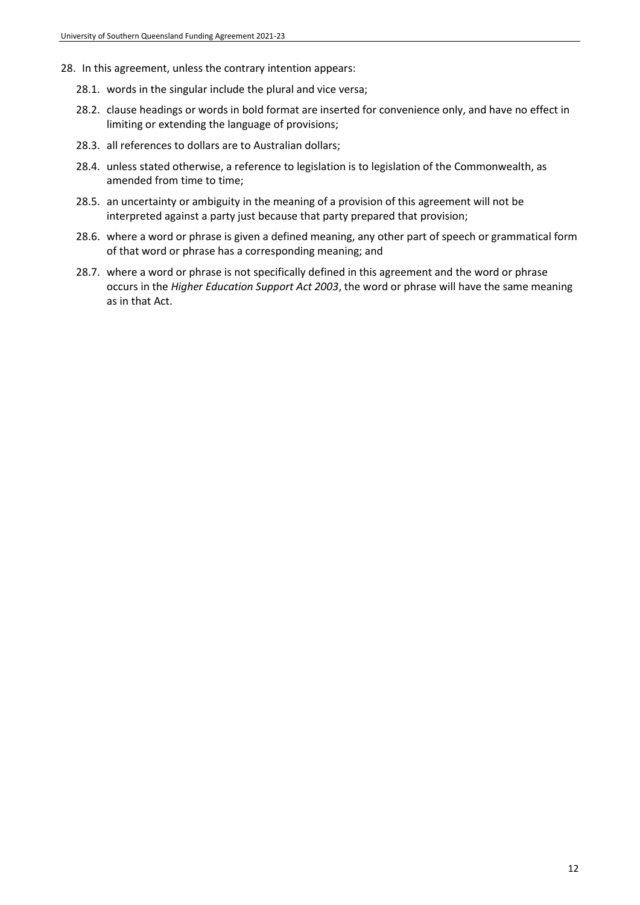28. In this agreement, unless the contrary intention appears:

    28.1. words in the singular include the plural and vice versa;

    28.2. clause headings or words in bold format are inserted for convenience only, and have no effect in limiting or extending the language of provisions;

    28.3. all references to dollars are to Australian dollars;

    28.4. unless stated otherwise, a reference to legislation is to legislation of the Commonwealth, as amended from time to time;

    28.5. an uncertainty or ambiguity in the meaning of a provision of this agreement will not be interpreted against a party just because that party prepared that provision;

    28.6. where a word or phrase is given a defined meaning, any other part of speech or grammatical form of that word or phrase has a corresponding meaning; and

    28.7. where a word or phrase is not specifically defined in this agreement and the word or phrase occurs in the *Higher Education Support Act 2003*, the word or phrase will have the same meaning as in that Act.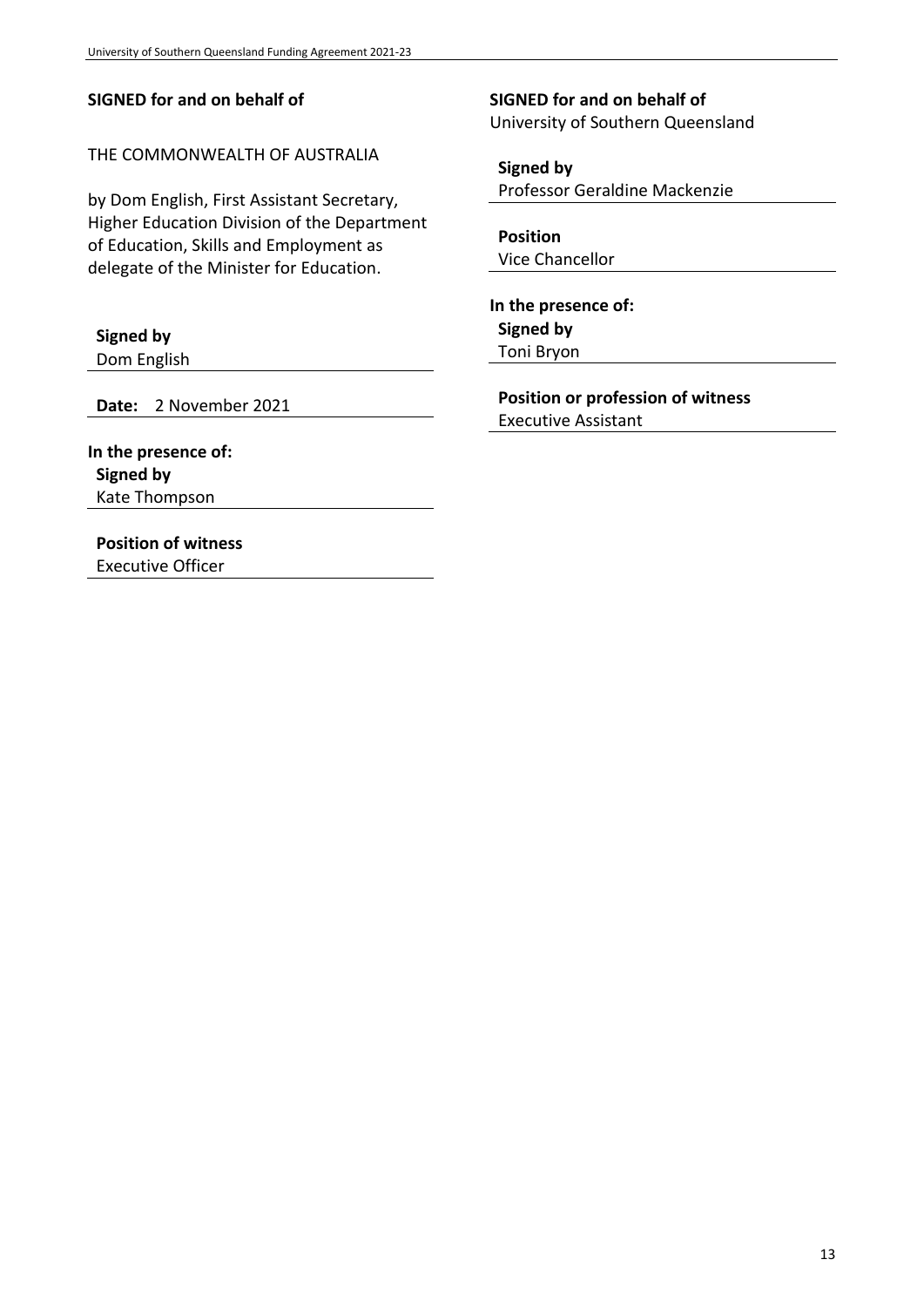**SIGNED for and on behalf of**

THE COMMONWEALTH OF AUSTRALIA

by Dom English, First Assistant Secretary, Higher Education Division of the Department of Education, Skills and Employment as delegate of the Minister for Education.

**Signed by**
Dom English

**Date:** 2 November 2021

**In the presence of:**
**Signed by**
Kate Thompson

**Position of witness**
Executive Officer

**SIGNED for and on behalf of**
University of Southern Queensland

**Signed by**
Professor Geraldine Mackenzie

**Position**
Vice Chancellor

**In the presence of:**
**Signed by**
Toni Bryon

**Position or profession of witness**
Executive Assistant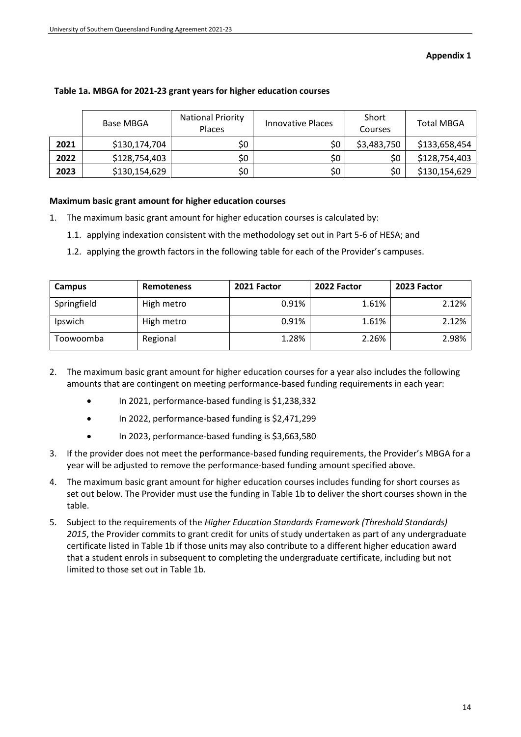**Appendix 1**

**Table 1a. MBGA for 2021-23 grant years for higher education courses**

| | Base MBGA | National Priority Places | Innovative Places | Short Courses | Total MBGA |
|---|---|---|---|---|---|
| **2021** | $130,174,704 | $0 | $0 | $3,483,750 | $133,658,454 |
| **2022** | $128,754,403 | $0 | $0 | $0 | $128,754,403 |
| **2023** | $130,154,629 | $0 | $0 | $0 | $130,154,629 |

**Maximum basic grant amount for higher education courses**

1. The maximum basic grant amount for higher education courses is calculated by:
   1.1. applying indexation consistent with the methodology set out in Part 5-6 of HESA; and
   1.2. applying the growth factors in the following table for each of the Provider's campuses.

| **Campus** | **Remoteness** | **2021 Factor** | **2022 Factor** | **2023 Factor** |
|---|---|---|---|---|
| Springfield | High metro | 0.91% | 1.61% | 2.12% |
| Ipswich | High metro | 0.91% | 1.61% | 2.12% |
| Toowoomba | Regional | 1.28% | 2.26% | 2.98% |

2. The maximum basic grant amount for higher education courses for a year also includes the following amounts that are contingent on meeting performance-based funding requirements in each year:
   - In 2021, performance-based funding is $1,238,332
   - In 2022, performance-based funding is $2,471,299
   - In 2023, performance-based funding is $3,663,580
3. If the provider does not meet the performance-based funding requirements, the Provider's MBGA for a year will be adjusted to remove the performance-based funding amount specified above.
4. The maximum basic grant amount for higher education courses includes funding for short courses as set out below. The Provider must use the funding in Table 1b to deliver the short courses shown in the table.
5. Subject to the requirements of the *Higher Education Standards Framework (Threshold Standards) 2015*, the Provider commits to grant credit for units of study undertaken as part of any undergraduate certificate listed in Table 1b if those units may also contribute to a different higher education award that a student enrols in subsequent to completing the undergraduate certificate, including but not limited to those set out in Table 1b.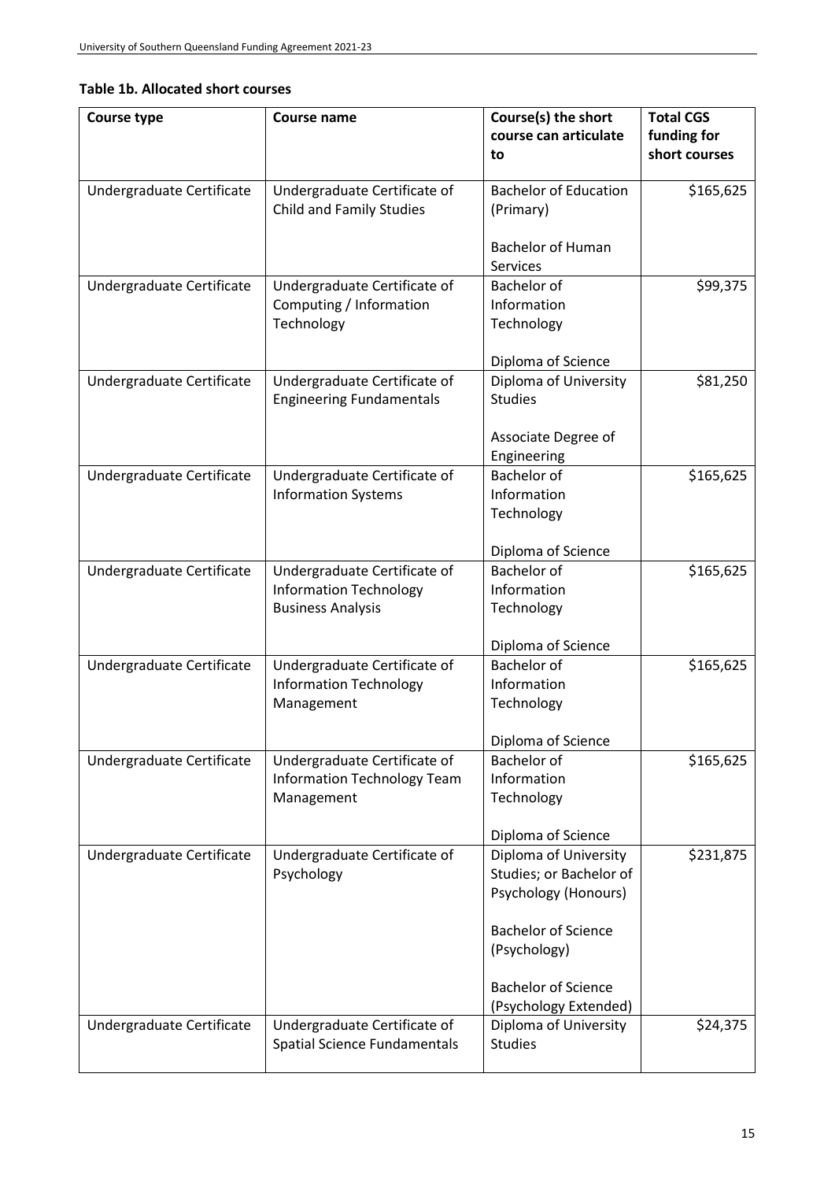### Table 1b. Allocated short courses

| Course type | Course name | Course(s) the short course can articulate to | Total CGS funding for short courses |
|---|---|---|---|
| Undergraduate Certificate | Undergraduate Certificate of Child and Family Studies | Bachelor of Education (Primary)<br><br>Bachelor of Human Services | $165,625 |
| Undergraduate Certificate | Undergraduate Certificate of Computing / Information Technology | Bachelor of Information Technology<br><br>Diploma of Science | $99,375 |
| Undergraduate Certificate | Undergraduate Certificate of Engineering Fundamentals | Diploma of University Studies<br><br>Associate Degree of Engineering | $81,250 |
| Undergraduate Certificate | Undergraduate Certificate of Information Systems | Bachelor of Information Technology<br><br>Diploma of Science | $165,625 |
| Undergraduate Certificate | Undergraduate Certificate of Information Technology Business Analysis | Bachelor of Information Technology<br><br>Diploma of Science | $165,625 |
| Undergraduate Certificate | Undergraduate Certificate of Information Technology Management | Bachelor of Information Technology<br><br>Diploma of Science | $165,625 |
| Undergraduate Certificate | Undergraduate Certificate of Information Technology Team Management | Bachelor of Information Technology<br><br>Diploma of Science | $165,625 |
| Undergraduate Certificate | Undergraduate Certificate of Psychology | Diploma of University Studies; or Bachelor of Psychology (Honours)<br><br>Bachelor of Science (Psychology)<br><br>Bachelor of Science (Psychology Extended) | $231,875 |
| Undergraduate Certificate | Undergraduate Certificate of Spatial Science Fundamentals | Diploma of University Studies | $24,375 |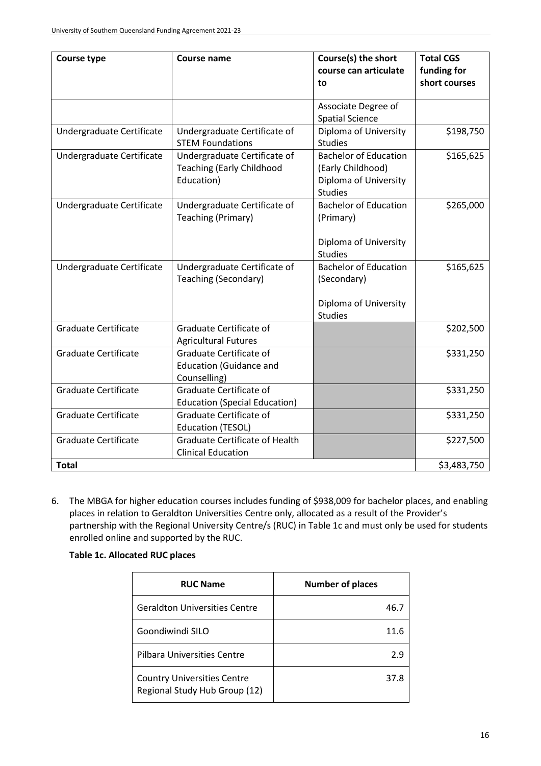| Course type | Course name | Course(s) the short course can articulate to | Total CGS funding for short courses |
|---|---|---|---|
| | | Associate Degree of Spatial Science | |
| Undergraduate Certificate | Undergraduate Certificate of STEM Foundations | Diploma of University Studies | \$198,750 |
| Undergraduate Certificate | Undergraduate Certificate of Teaching (Early Childhood Education) | Bachelor of Education (Early Childhood) Diploma of University Studies | \$165,625 |
| Undergraduate Certificate | Undergraduate Certificate of Teaching (Primary) | Bachelor of Education (Primary) Diploma of University Studies | \$265,000 |
| Undergraduate Certificate | Undergraduate Certificate of Teaching (Secondary) | Bachelor of Education (Secondary) Diploma of University Studies | \$165,625 |
| Graduate Certificate | Graduate Certificate of Agricultural Futures | | \$202,500 |
| Graduate Certificate | Graduate Certificate of Education (Guidance and Counselling) | | \$331,250 |
| Graduate Certificate | Graduate Certificate of Education (Special Education) | | \$331,250 |
| Graduate Certificate | Graduate Certificate of Education (TESOL) | | \$331,250 |
| Graduate Certificate | Graduate Certificate of Health Clinical Education | | \$227,500 |
| **Total** | | | \$3,483,750 |

6. The MBGA for higher education courses includes funding of \$938,009 for bachelor places, and enabling places in relation to Geraldton Universities Centre only, allocated as a result of the Provider's partnership with the Regional University Centre/s (RUC) in Table 1c and must only be used for students enrolled online and supported by the RUC.

**Table 1c. Allocated RUC places**

| RUC Name | Number of places |
|---|---|
| Geraldton Universities Centre | 46.7 |
| Goondiwindi SILO | 11.6 |
| Pilbara Universities Centre | 2.9 |
| Country Universities Centre Regional Study Hub Group (12) | 37.8 |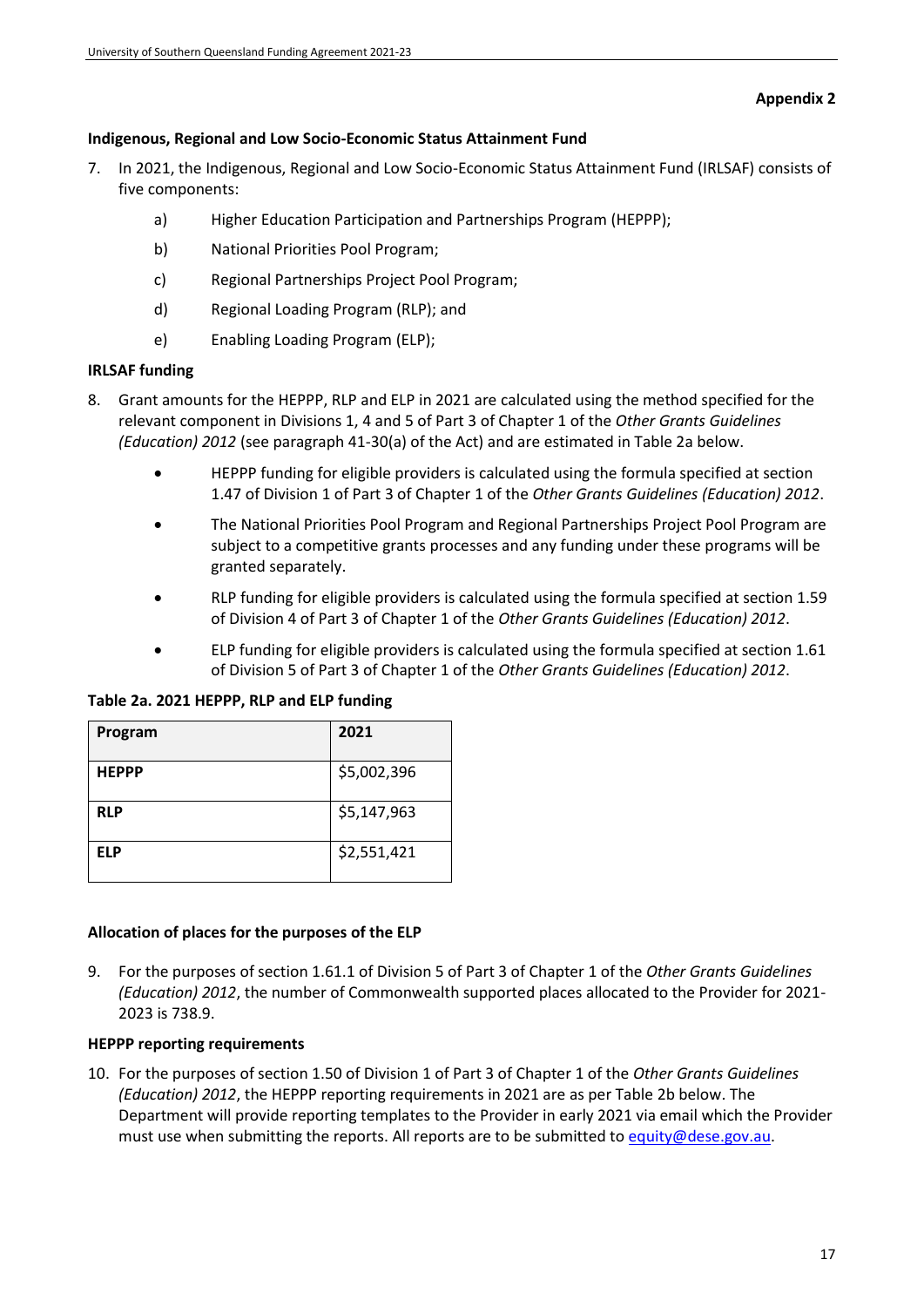**Appendix 2**

**Indigenous, Regional and Low Socio-Economic Status Attainment Fund**

7. In 2021, the Indigenous, Regional and Low Socio-Economic Status Attainment Fund (IRLSAF) consists of five components:

    a) Higher Education Participation and Partnerships Program (HEPPP);

    b) National Priorities Pool Program;

    c) Regional Partnerships Project Pool Program;

    d) Regional Loading Program (RLP); and

    e) Enabling Loading Program (ELP);

**IRLSAF funding**

8. Grant amounts for the HEPPP, RLP and ELP in 2021 are calculated using the method specified for the relevant component in Divisions 1, 4 and 5 of Part 3 of Chapter 1 of the *Other Grants Guidelines (Education) 2012* (see paragraph 41-30(a) of the Act) and are estimated in Table 2a below.

    - HEPPP funding for eligible providers is calculated using the formula specified at section 1.47 of Division 1 of Part 3 of Chapter 1 of the *Other Grants Guidelines (Education) 2012*.
    - The National Priorities Pool Program and Regional Partnerships Project Pool Program are subject to a competitive grants processes and any funding under these programs will be granted separately.
    - RLP funding for eligible providers is calculated using the formula specified at section 1.59 of Division 4 of Part 3 of Chapter 1 of the *Other Grants Guidelines (Education) 2012*.
    - ELP funding for eligible providers is calculated using the formula specified at section 1.61 of Division 5 of Part 3 of Chapter 1 of the *Other Grants Guidelines (Education) 2012*.

**Table 2a. 2021 HEPPP, RLP and ELP funding**

| Program | 2021 |
|---|---|
| **HEPPP** | $5,002,396 |
| **RLP** | $5,147,963 |
| **ELP** | $2,551,421 |

**Allocation of places for the purposes of the ELP**

9. For the purposes of section 1.61.1 of Division 5 of Part 3 of Chapter 1 of the *Other Grants Guidelines (Education) 2012*, the number of Commonwealth supported places allocated to the Provider for 2021-2023 is 738.9.

**HEPPP reporting requirements**

10. For the purposes of section 1.50 of Division 1 of Part 3 of Chapter 1 of the *Other Grants Guidelines (Education) 2012*, the HEPPP reporting requirements in 2021 are as per Table 2b below. The Department will provide reporting templates to the Provider in early 2021 via email which the Provider must use when submitting the reports. All reports are to be submitted to equity@dese.gov.au.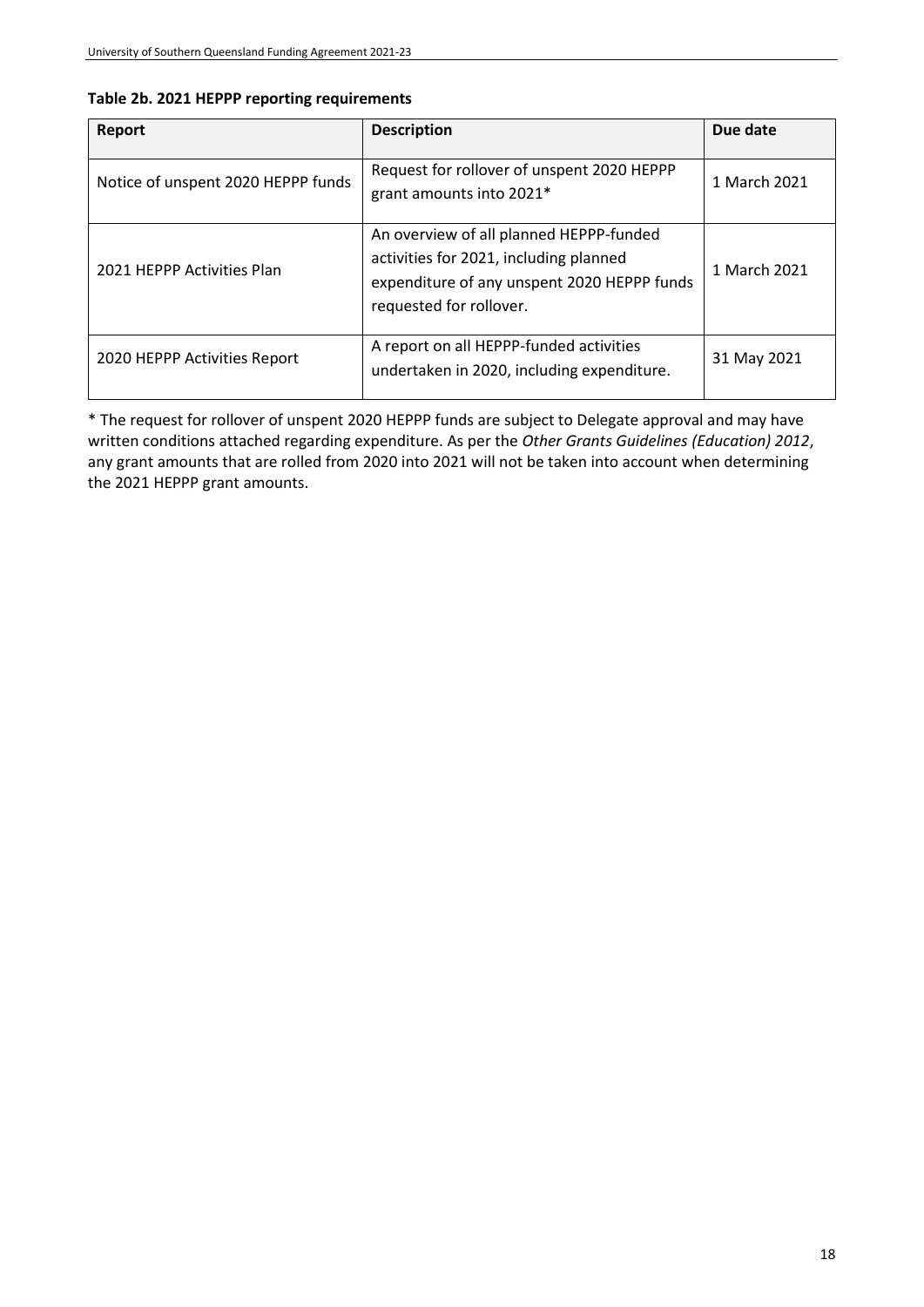**Table 2b. 2021 HEPPP reporting requirements**

| Report | Description | Due date |
|---|---|---|
| Notice of unspent 2020 HEPPP funds | Request for rollover of unspent 2020 HEPPP grant amounts into 2021* | 1 March 2021 |
| 2021 HEPPP Activities Plan | An overview of all planned HEPPP-funded activities for 2021, including planned expenditure of any unspent 2020 HEPPP funds requested for rollover. | 1 March 2021 |
| 2020 HEPPP Activities Report | A report on all HEPPP-funded activities undertaken in 2020, including expenditure. | 31 May 2021 |

* The request for rollover of unspent 2020 HEPPP funds are subject to Delegate approval and may have written conditions attached regarding expenditure. As per the *Other Grants Guidelines (Education) 2012*, any grant amounts that are rolled from 2020 into 2021 will not be taken into account when determining the 2021 HEPPP grant amounts.